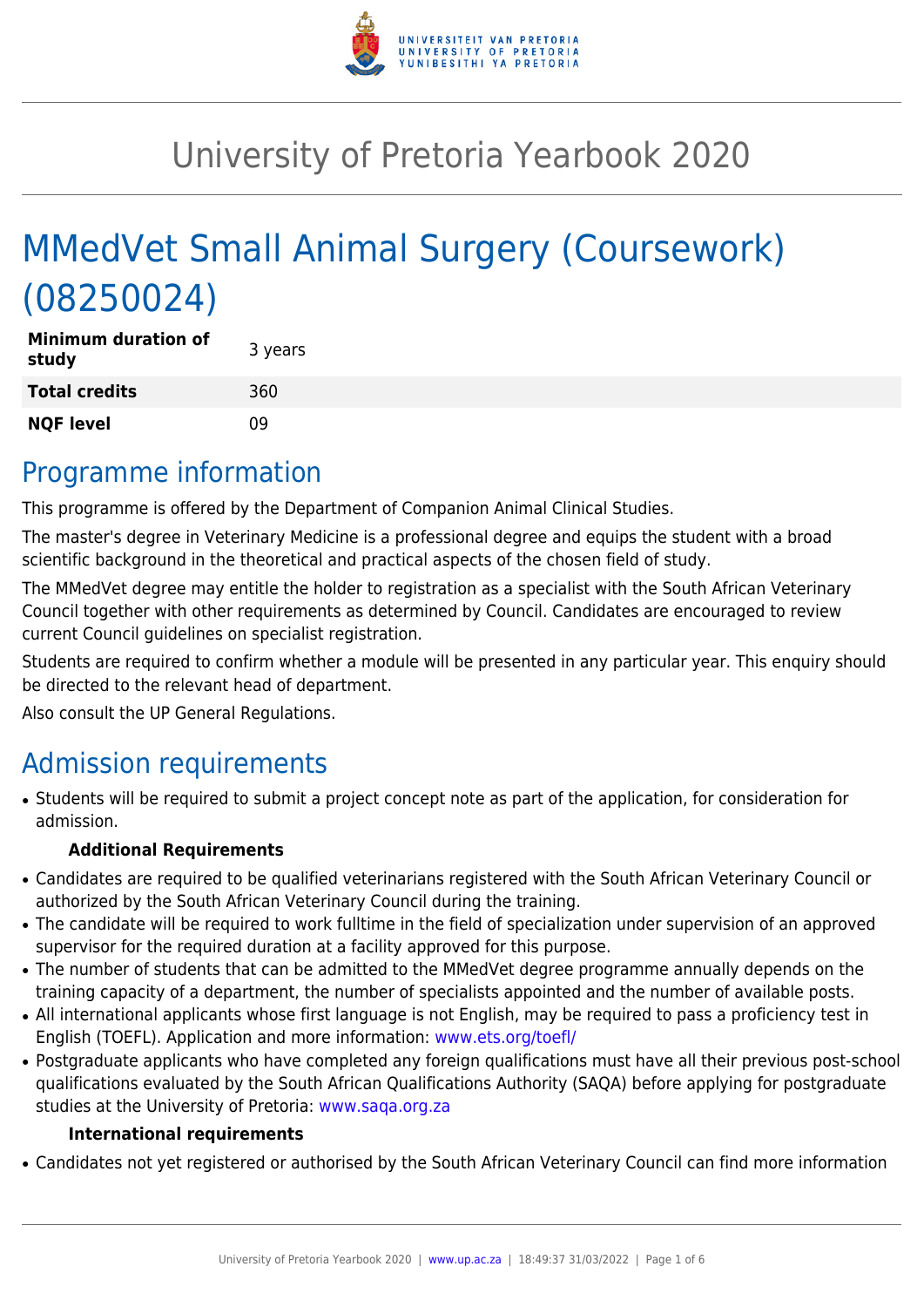# University of Pretoria Yearbook 2020

# MMedVet Small Animal Surgery (Coursework) (08250024)

| **Minimum duration of study** | 3 years |
|---|---|
| **Total credits** | 360 |
| **NQF level** | 09 |

## Programme information

This programme is offered by the Department of Companion Animal Clinical Studies.

The master's degree in Veterinary Medicine is a professional degree and equips the student with a broad scientific background in the theoretical and practical aspects of the chosen field of study.

The MMedVet degree may entitle the holder to registration as a specialist with the South African Veterinary Council together with other requirements as determined by Council. Candidates are encouraged to review current Council guidelines on specialist registration.

Students are required to confirm whether a module will be presented in any particular year. This enquiry should be directed to the relevant head of department.

Also consult the UP General Regulations.

## Admission requirements

- Students will be required to submit a project concept note as part of the application, for consideration for admission.

**Additional Requirements**

- Candidates are required to be qualified veterinarians registered with the South African Veterinary Council or authorized by the South African Veterinary Council during the training.
- The candidate will be required to work fulltime in the field of specialization under supervision of an approved supervisor for the required duration at a facility approved for this purpose.
- The number of students that can be admitted to the MMedVet degree programme annually depends on the training capacity of a department, the number of specialists appointed and the number of available posts.
- All international applicants whose first language is not English, may be required to pass a proficiency test in English (TOEFL). Application and more information: www.ets.org/toefl/
- Postgraduate applicants who have completed any foreign qualifications must have all their previous post-school qualifications evaluated by the South African Qualifications Authority (SAQA) before applying for postgraduate studies at the University of Pretoria: www.saqa.org.za

**International requirements**

- Candidates not yet registered or authorised by the South African Veterinary Council can find more information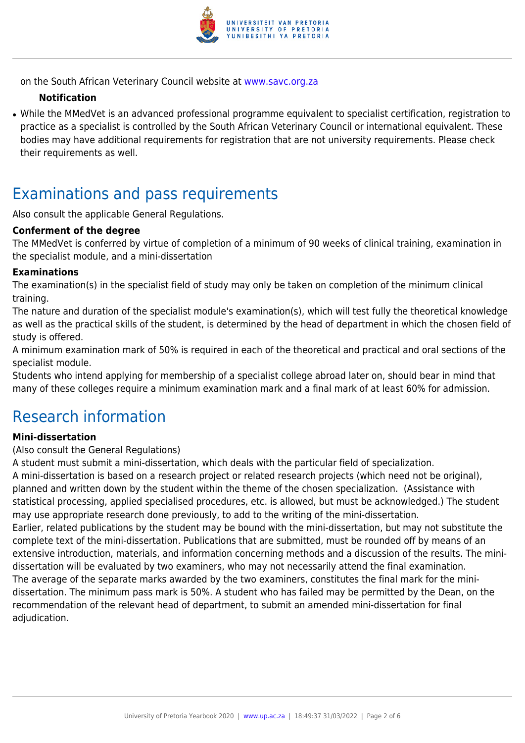on the South African Veterinary Council website at www.savc.org.za

**Notification**

- While the MMedVet is an advanced professional programme equivalent to specialist certification, registration to practice as a specialist is controlled by the South African Veterinary Council or international equivalent. These bodies may have additional requirements for registration that are not university requirements. Please check their requirements as well.

# Examinations and pass requirements

Also consult the applicable General Regulations.

**Conferment of the degree**

The MMedVet is conferred by virtue of completion of a minimum of 90 weeks of clinical training, examination in the specialist module, and a mini-dissertation

**Examinations**

The examination(s) in the specialist field of study may only be taken on completion of the minimum clinical training.

The nature and duration of the specialist module's examination(s), which will test fully the theoretical knowledge as well as the practical skills of the student, is determined by the head of department in which the chosen field of study is offered.

A minimum examination mark of 50% is required in each of the theoretical and practical and oral sections of the specialist module.

Students who intend applying for membership of a specialist college abroad later on, should bear in mind that many of these colleges require a minimum examination mark and a final mark of at least 60% for admission.

# Research information

**Mini-dissertation**

(Also consult the General Regulations)

A student must submit a mini-dissertation, which deals with the particular field of specialization.

A mini-dissertation is based on a research project or related research projects (which need not be original), planned and written down by the student within the theme of the chosen specialization. (Assistance with statistical processing, applied specialised procedures, etc. is allowed, but must be acknowledged.) The student may use appropriate research done previously, to add to the writing of the mini-dissertation.

Earlier, related publications by the student may be bound with the mini-dissertation, but may not substitute the complete text of the mini-dissertation. Publications that are submitted, must be rounded off by means of an extensive introduction, materials, and information concerning methods and a discussion of the results. The mini-dissertation will be evaluated by two examiners, who may not necessarily attend the final examination.

The average of the separate marks awarded by the two examiners, constitutes the final mark for the mini-dissertation. The minimum pass mark is 50%. A student who has failed may be permitted by the Dean, on the recommendation of the relevant head of department, to submit an amended mini-dissertation for final adjudication.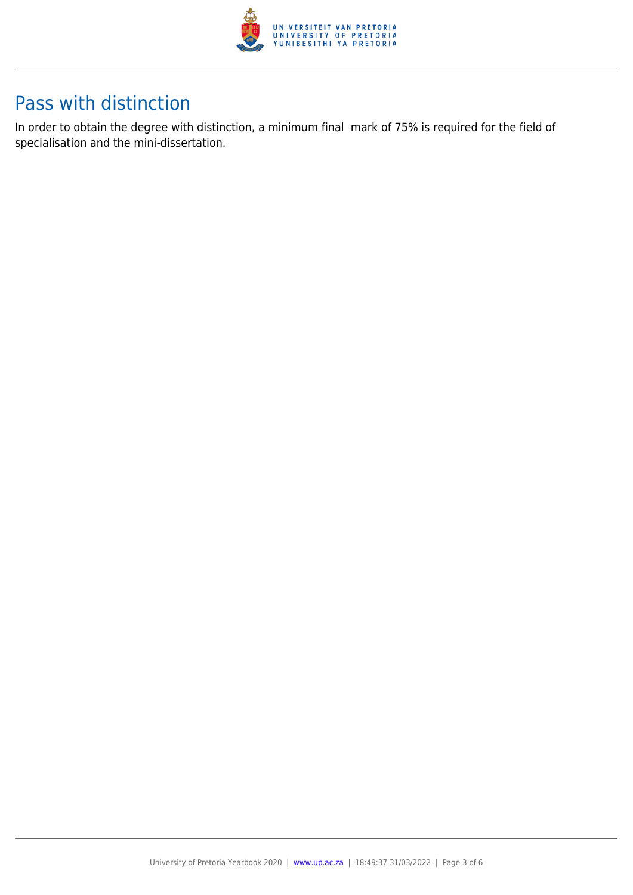## Pass with distinction

In order to obtain the degree with distinction, a minimum final mark of 75% is required for the field of specialisation and the mini-dissertation.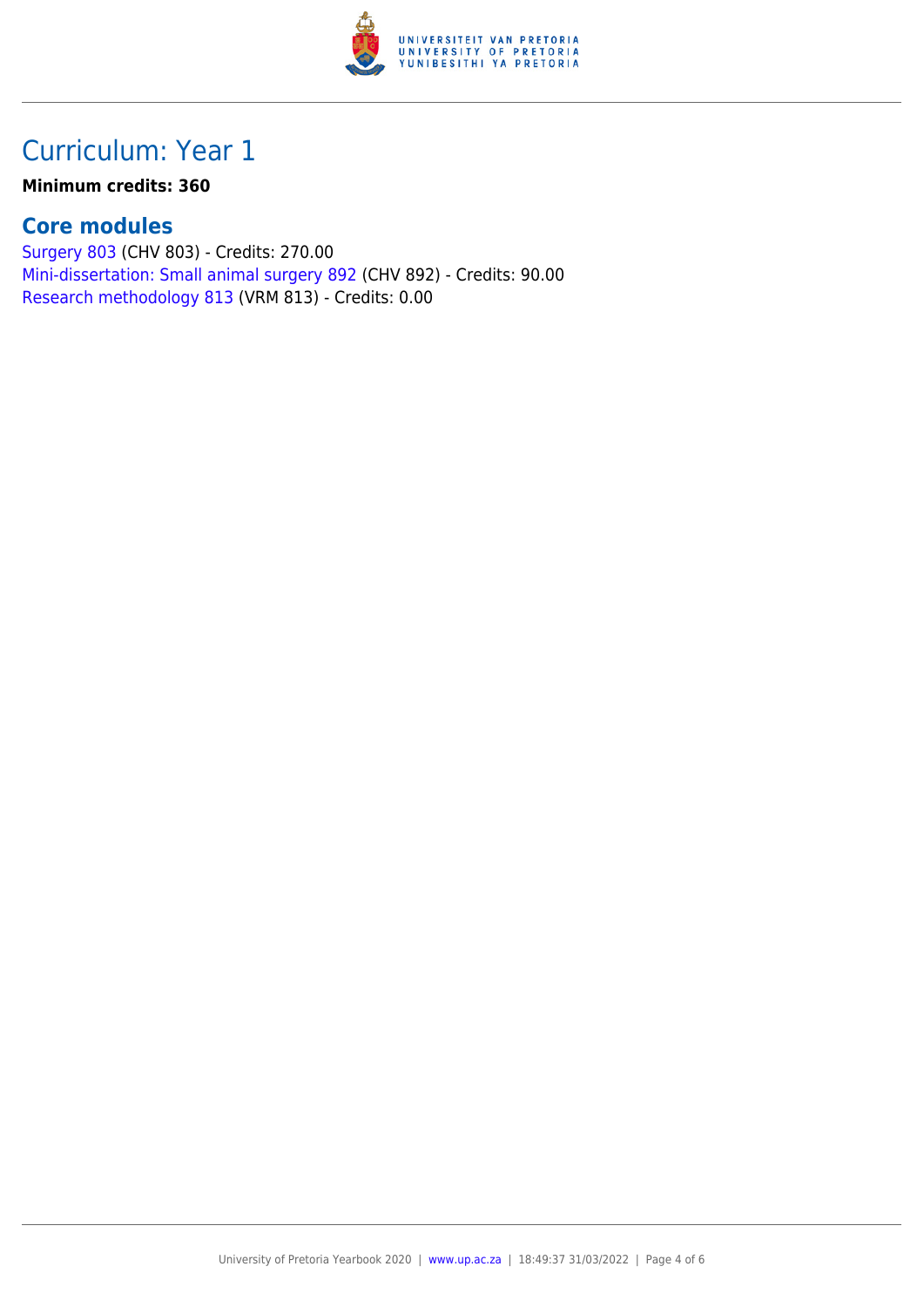## Curriculum: Year 1

**Minimum credits: 360**

### Core modules

Surgery 803 (CHV 803) - Credits: 270.00
Mini-dissertation: Small animal surgery 892 (CHV 892) - Credits: 90.00
Research methodology 813 (VRM 813) - Credits: 0.00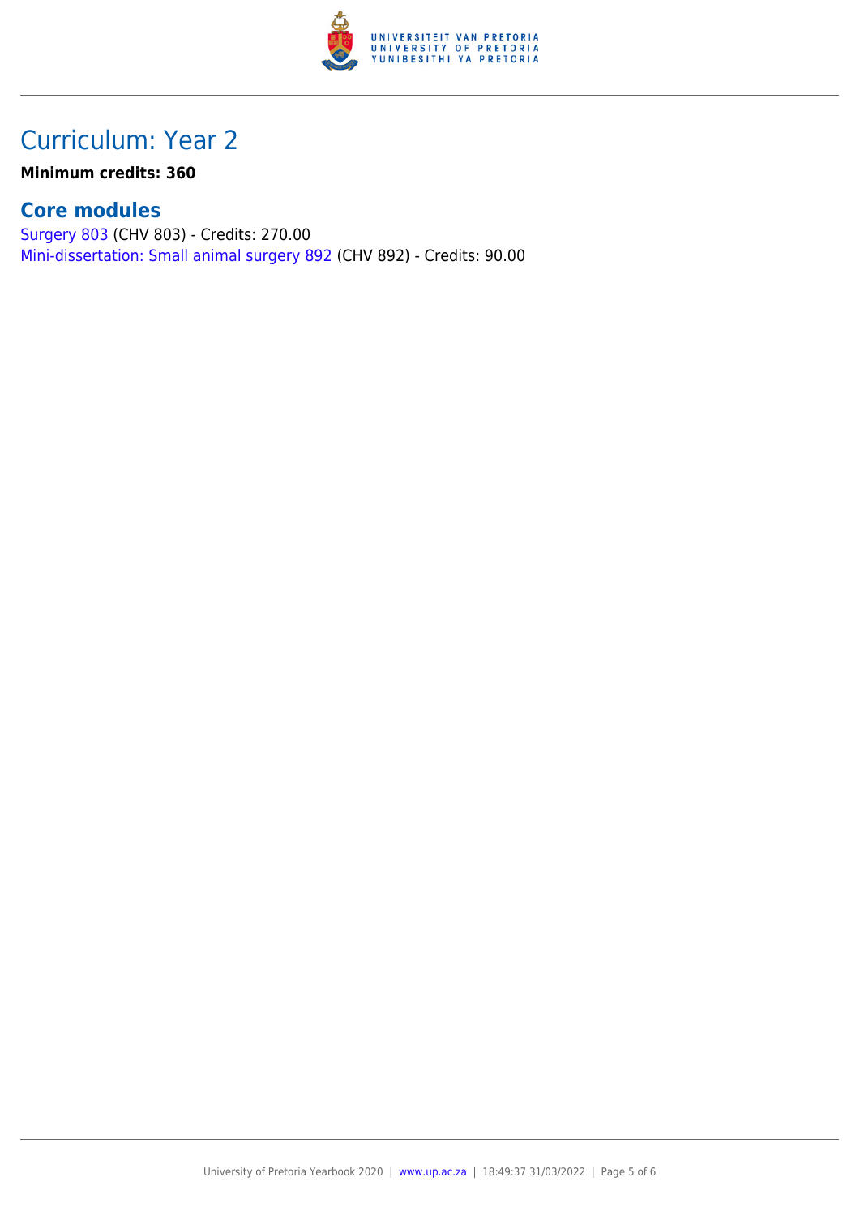## Curriculum: Year 2

**Minimum credits: 360**

### Core modules

Surgery 803 (CHV 803) - Credits: 270.00
Mini-dissertation: Small animal surgery 892 (CHV 892) - Credits: 90.00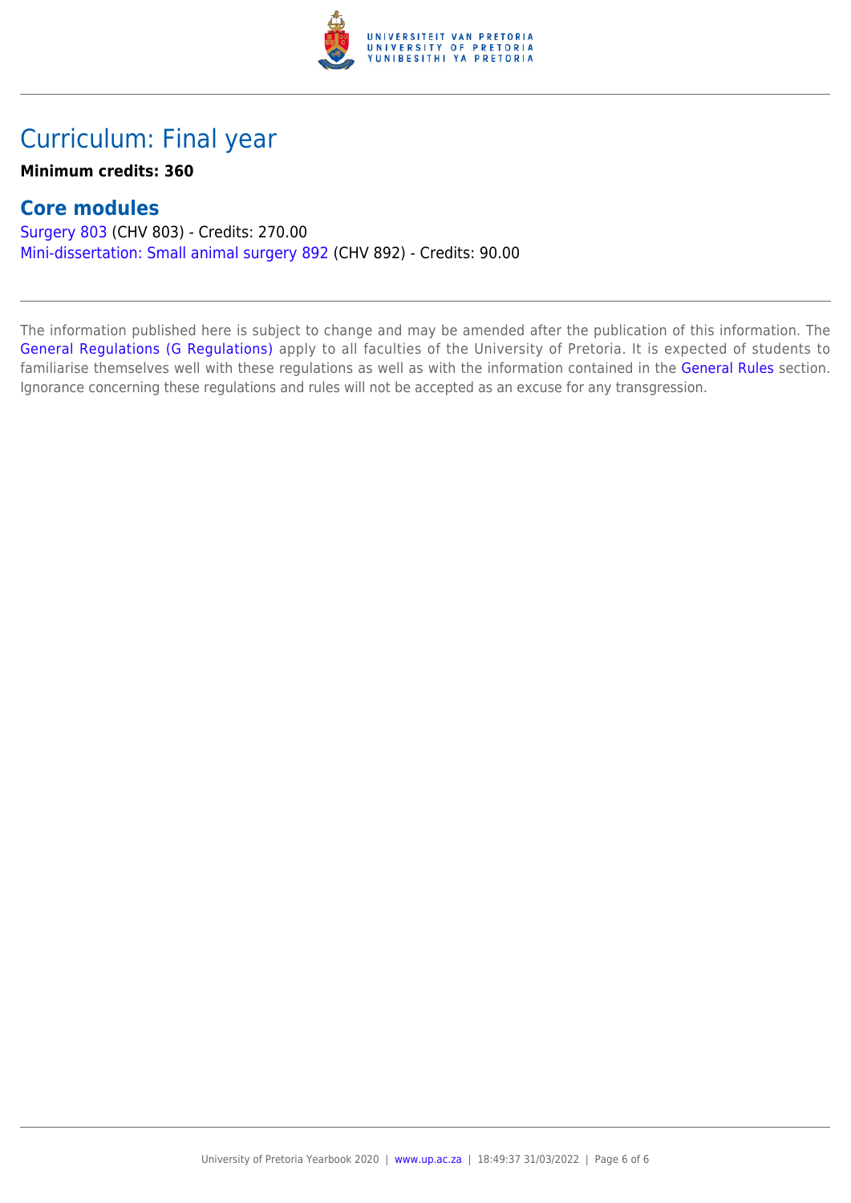# Curriculum: Final year

**Minimum credits: 360**

## Core modules

Surgery 803 (CHV 803) - Credits: 270.00
Mini-dissertation: Small animal surgery 892 (CHV 892) - Credits: 90.00

---

The information published here is subject to change and may be amended after the publication of this information. The General Regulations (G Regulations) apply to all faculties of the University of Pretoria. It is expected of students to familiarise themselves well with these regulations as well as with the information contained in the General Rules section. Ignorance concerning these regulations and rules will not be accepted as an excuse for any transgression.